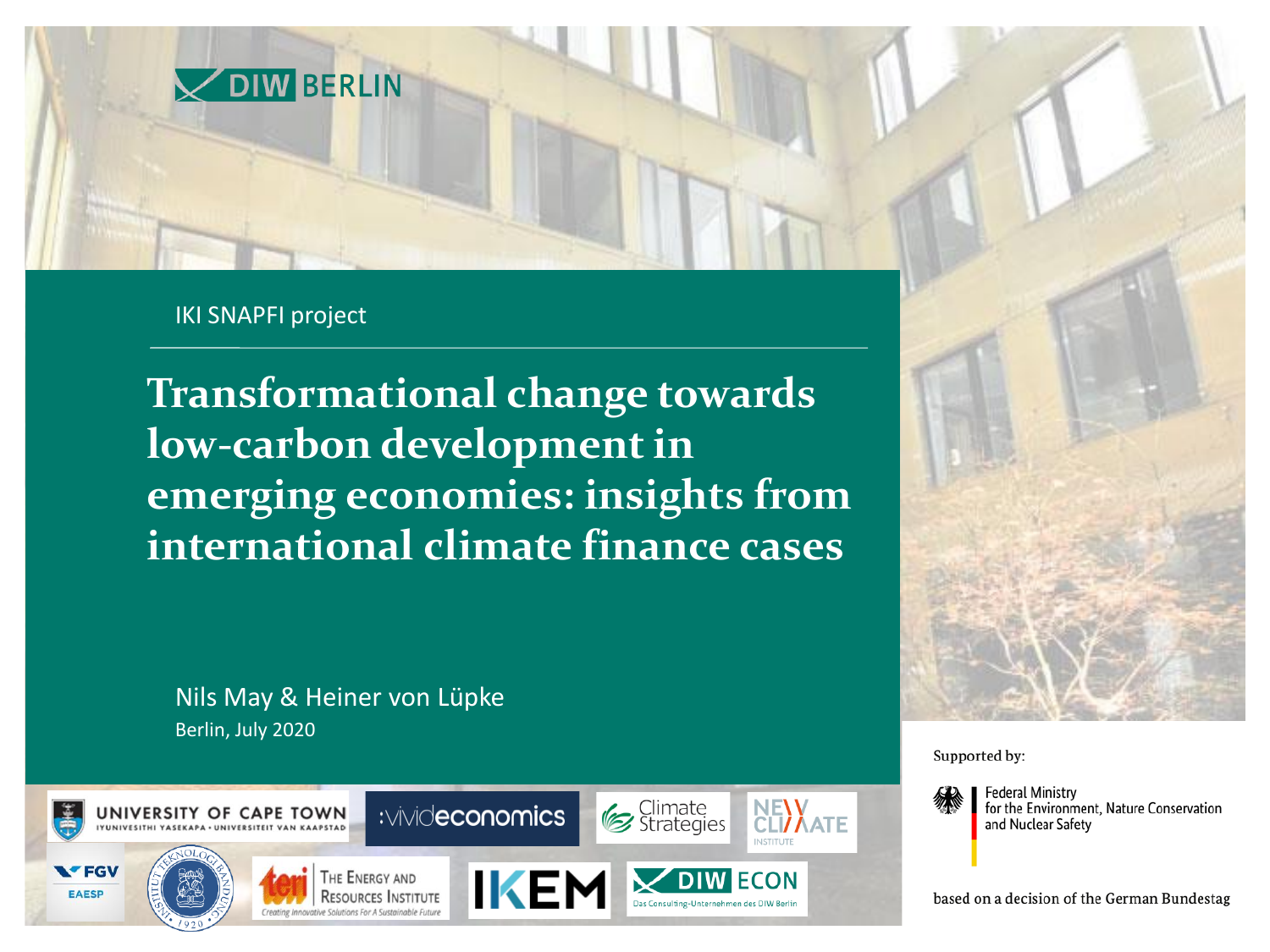DIW BERLIN

IKI SNAPFI project

# Transformational change towards low-carbon development in emerging economies: insights from international climate finance cases

Nils May & Heiner von Lüpke

Berlin, July 2020

Supported by:

Federal Ministry for the Environment, Nature Conservation and Nuclear Safety

based on a decision of the German Bundestag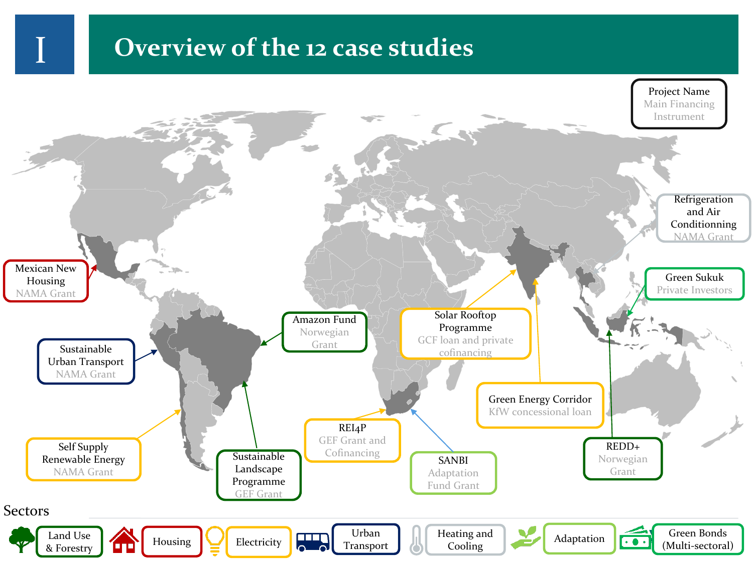# I Overview of the 12 case studies

Project Name
Main Financing Instrument

Mexican New Housing
NAMA Grant

Sustainable Urban Transport
NAMA Grant

Self Supply Renewable Energy
NAMA Grant

Sustainable Landscape Programme
GEF Grant

Amazon Fund
Norwegian Grant

Solar Rooftop Programme
GCF loan and private cofinancing

REI4P
GEF Grant and Cofinancing

SANBI
Adaptation Fund Grant

Green Energy Corridor
KfW concessional loan

REDD+
Norwegian Grant

Green Sukuk
Private Investors

Refrigeration and Air Conditionning
NAMA Grant

Sectors

- Land Use & Forestry
- Housing
- Electricity
- Urban Transport
- Heating and Cooling
- Adaptation
- Green Bonds (Multi-sectoral)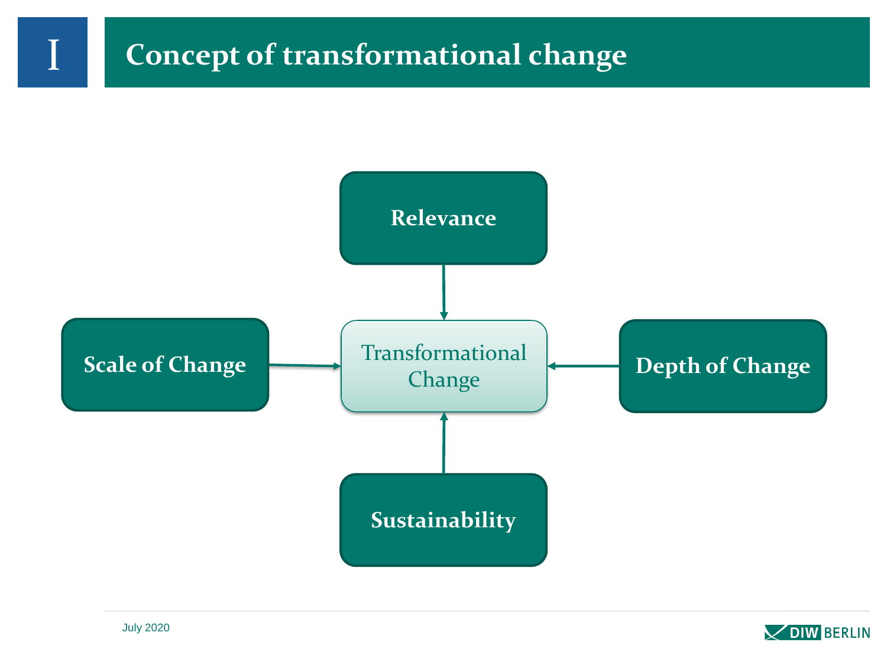# I Concept of transformational change

- Relevance
- Scale of Change
- Depth of Change
- Sustainability

→ Transformational Change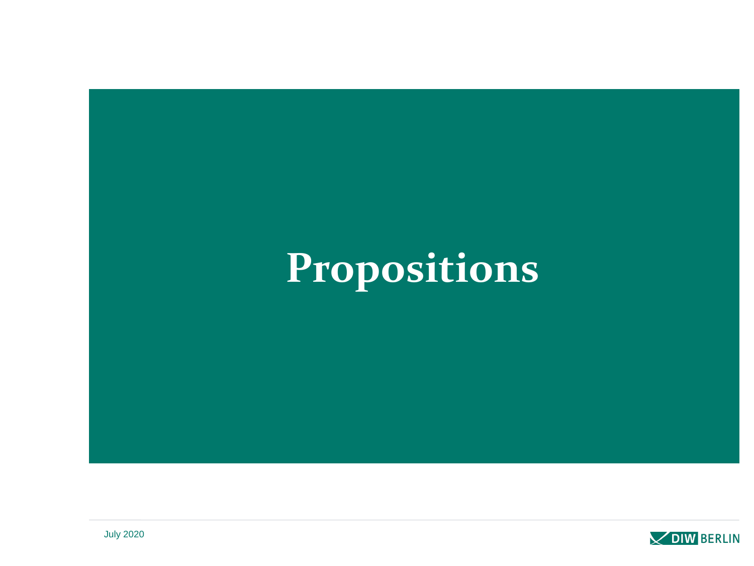# Propositions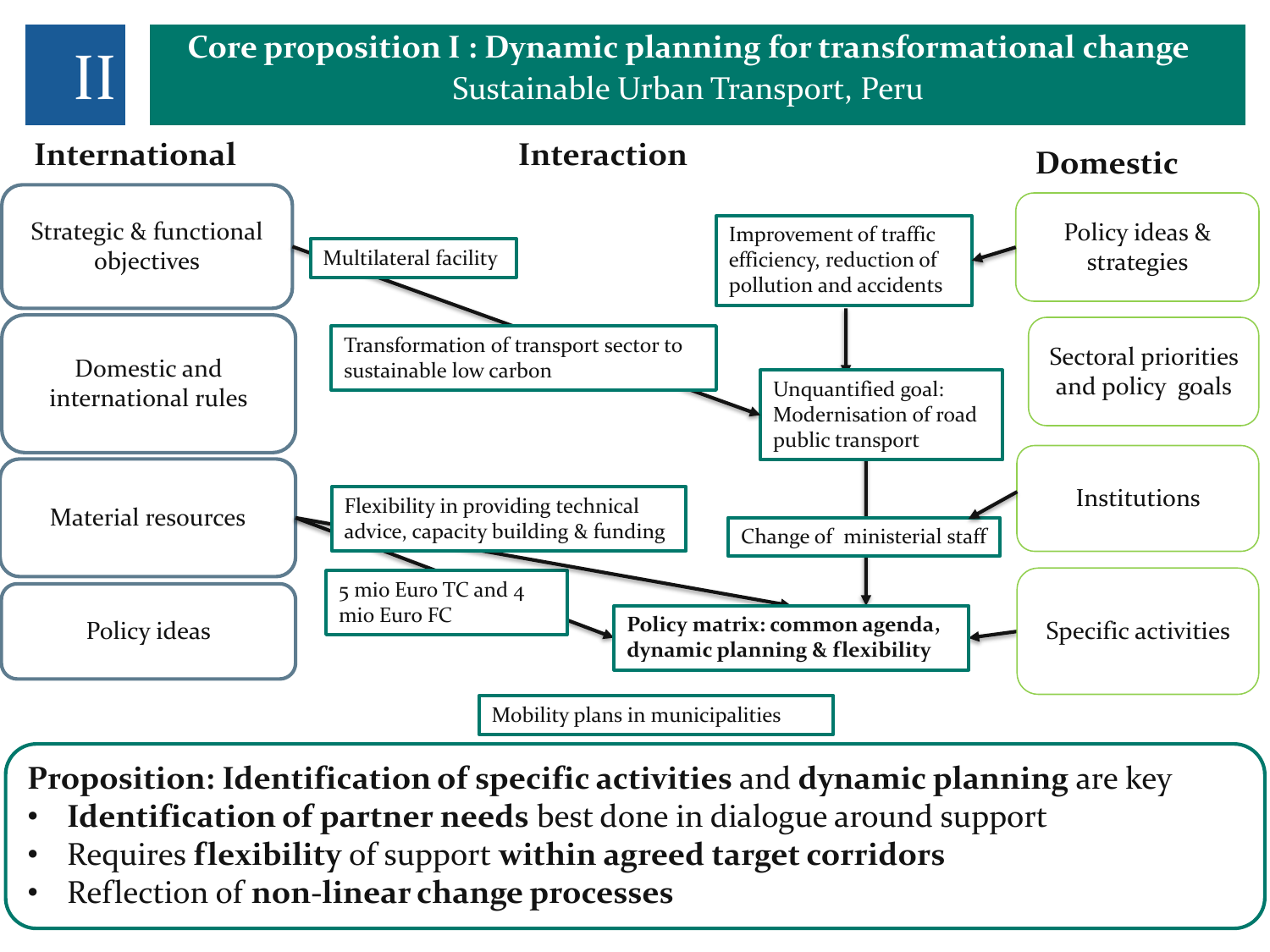# II Core proposition I : Dynamic planning for transformational change

## Sustainable Urban Transport, Peru

**International**

- Strategic & functional objectives
- Domestic and international rules
- Material resources
- Policy ideas

**Interaction**

- Multilateral facility
- Transformation of transport sector to sustainable low carbon
- Improvement of traffic efficiency, reduction of pollution and accidents
- Unquantified goal: Modernisation of road public transport
- Change of ministerial staff
- Flexibility in providing technical advice, capacity building & funding
- 5 mio Euro TC and 4 mio Euro FC
- **Policy matrix: common agenda, dynamic planning & flexibility**
- Mobility plans in municipalities

**Domestic**

- Policy ideas & strategies
- Sectoral priorities and policy goals
- Institutions
- Specific activities

**Proposition: Identification of specific activities** and **dynamic planning** are key

- **Identification of partner needs** best done in dialogue around support
- Requires **flexibility** of support **within agreed target corridors**
- Reflection of **non-linear change processes**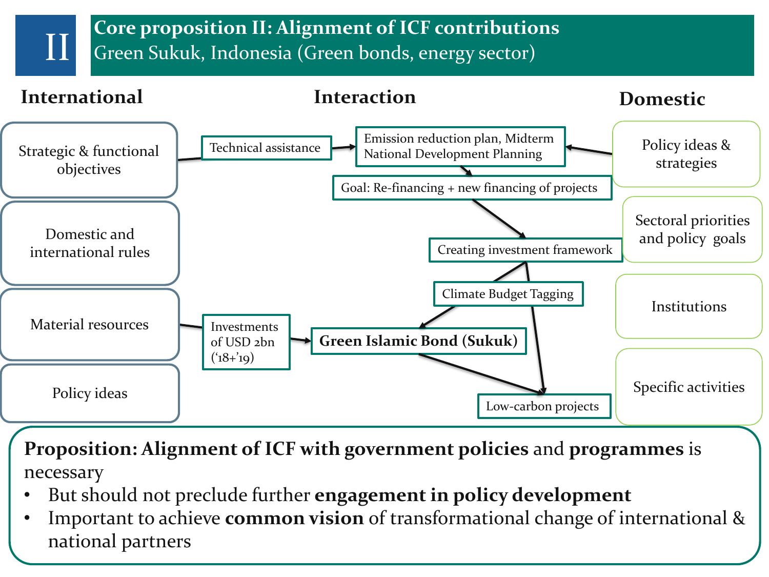# II Core proposition II: Alignment of ICF contributions

## Green Sukuk, Indonesia (Green bonds, energy sector)

**International**

- Strategic & functional objectives
- Domestic and international rules
- Material resources
- Policy ideas

**Interaction**

- Technical assistance
- Emission reduction plan, Midterm National Development Planning
- Goal: Re-financing + new financing of projects
- Creating investment framework
- Climate Budget Tagging
- Investments of USD 2bn ('18+'19)
- **Green Islamic Bond (Sukuk)**
- Low-carbon projects

**Domestic**

- Policy ideas & strategies
- Sectoral priorities and policy goals
- Institutions
- Specific activities

**Proposition: Alignment of ICF with government policies** and **programmes** is necessary

- But should not preclude further **engagement in policy development**
- Important to achieve **common vision** of transformational change of international & national partners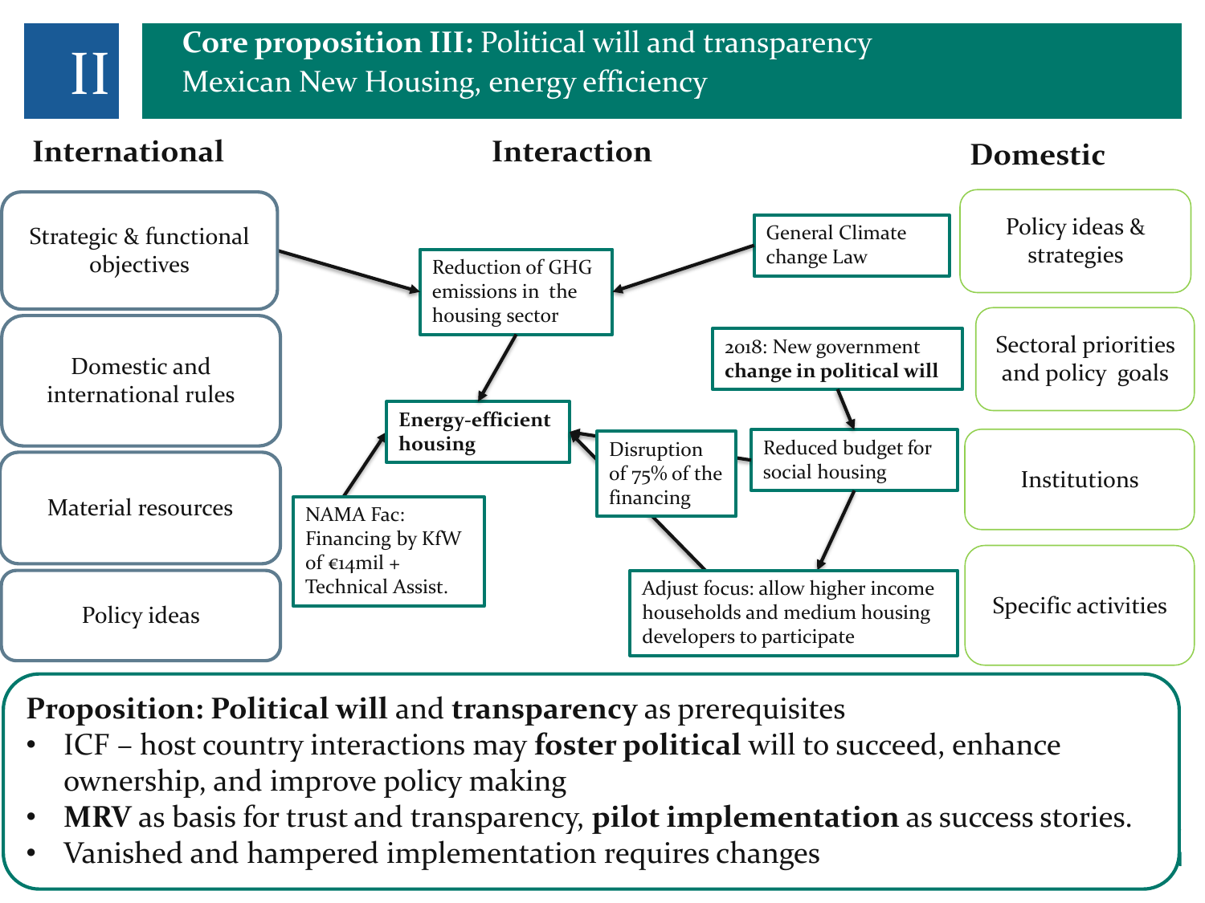# II Core proposition III: Political will and transparency

## Mexican New Housing, energy efficiency

**International**

- Strategic & functional objectives
- Domestic and international rules
- Material resources
- Policy ideas

**Interaction**

- Reduction of GHG emissions in the housing sector
- General Climate change Law
- **Energy-efficient housing**
- 2018: New government **change in political will**
- Reduced budget for social housing
- Disruption of 75% of the financing
- NAMA Fac: Financing by KfW of €14mil + Technical Assist.
- Adjust focus: allow higher income households and medium housing developers to participate

**Domestic**

- Policy ideas & strategies
- Sectoral priorities and policy goals
- Institutions
- Specific activities

**Proposition: Political will** and **transparency** as prerequisites

- ICF – host country interactions may **foster political** will to succeed, enhance ownership, and improve policy making
- **MRV** as basis for trust and transparency, **pilot implementation** as success stories.
- Vanished and hampered implementation requires changes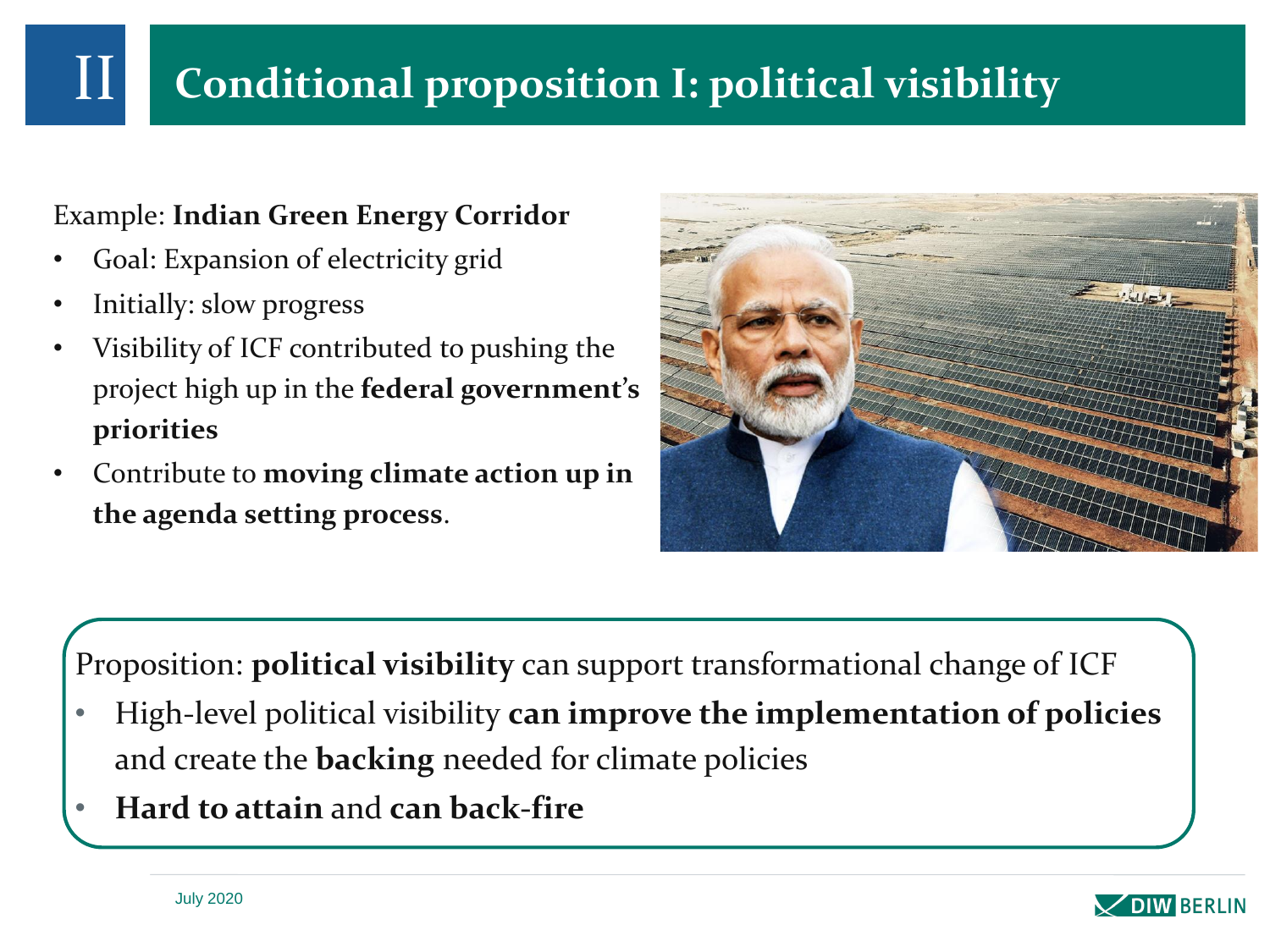# II Conditional proposition I: political visibility

Example: **Indian Green Energy Corridor**

- Goal: Expansion of electricity grid
- Initially: slow progress
- Visibility of ICF contributed to pushing the project high up in the **federal government's priorities**
- Contribute to **moving climate action up in the agenda setting process**.

Proposition: **political visibility** can support transformational change of ICF

- High-level political visibility **can improve the implementation of policies** and create the **backing** needed for climate policies
- **Hard to attain** and **can back-fire**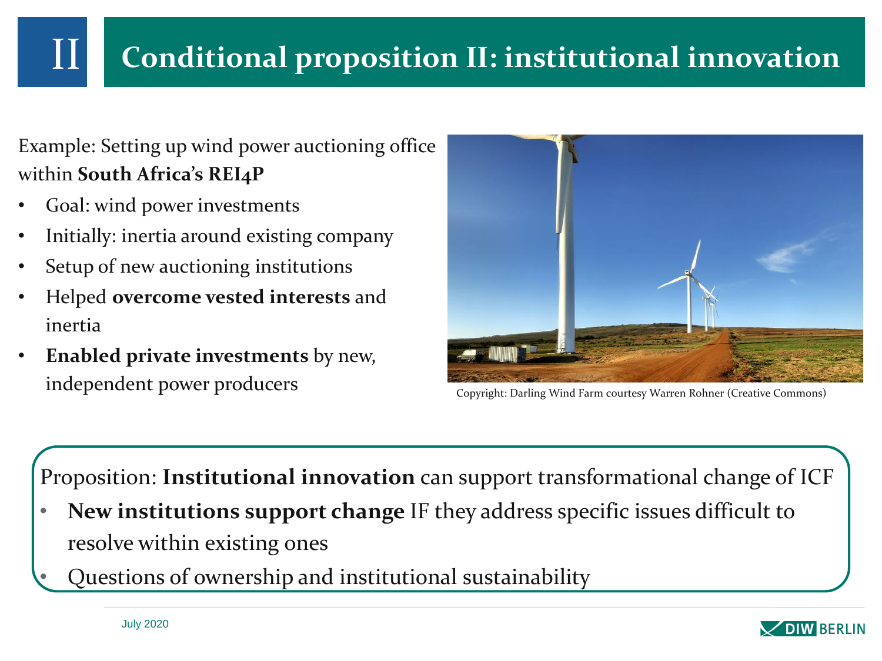# II Conditional proposition II: institutional innovation

Example: Setting up wind power auctioning office within **South Africa's REI4P**

- Goal: wind power investments
- Initially: inertia around existing company
- Setup of new auctioning institutions
- Helped **overcome vested interests** and inertia
- **Enabled private investments** by new, independent power producers

Copyright: Darling Wind Farm courtesy Warren Rohner (Creative Commons)

Proposition: **Institutional innovation** can support transformational change of ICF

- **New institutions support change** IF they address specific issues difficult to resolve within existing ones
- Questions of ownership and institutional sustainability

July 2020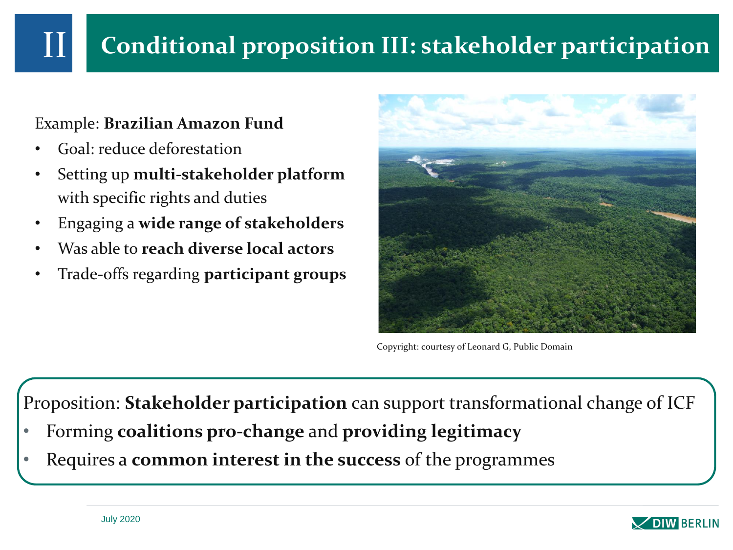# II Conditional proposition III: stakeholder participation

Example: **Brazilian Amazon Fund**

- Goal: reduce deforestation
- Setting up **multi-stakeholder platform** with specific rights and duties
- Engaging a **wide range of stakeholders**
- Was able to **reach diverse local actors**
- Trade-offs regarding **participant groups**

Copyright: courtesy of Leonard G, Public Domain

Proposition: **Stakeholder participation** can support transformational change of ICF

- Forming **coalitions pro-change** and **providing legitimacy**
- Requires a **common interest in the success** of the programmes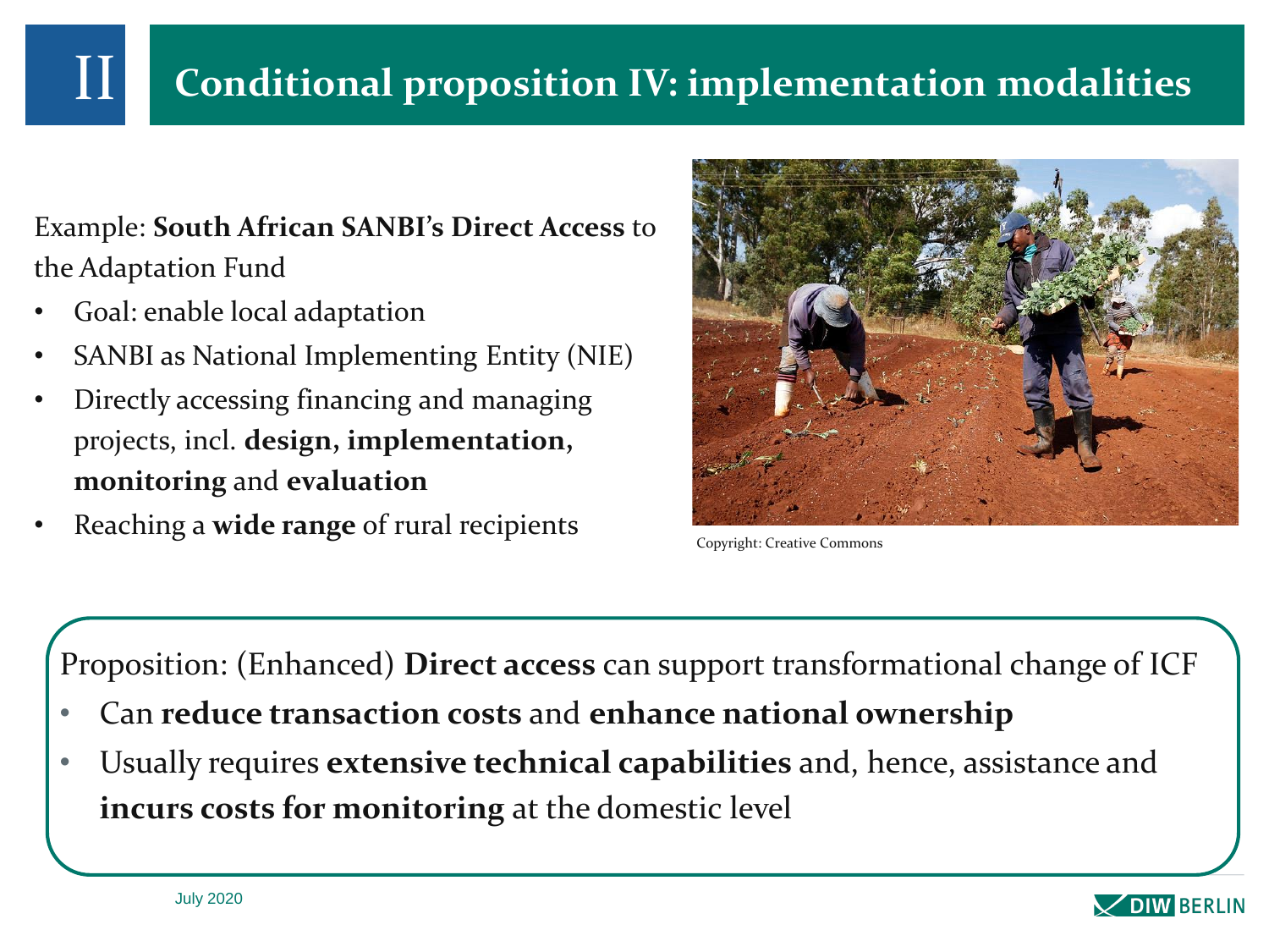# II Conditional proposition IV: implementation modalities

Example: **South African SANBI's Direct Access** to the Adaptation Fund

- Goal: enable local adaptation
- SANBI as National Implementing Entity (NIE)
- Directly accessing financing and managing projects, incl. **design, implementation, monitoring** and **evaluation**
- Reaching a **wide range** of rural recipients

Copyright: Creative Commons

Proposition: (Enhanced) **Direct access** can support transformational change of ICF

- Can **reduce transaction costs** and **enhance national ownership**
- Usually requires **extensive technical capabilities** and, hence, assistance and **incurs costs for monitoring** at the domestic level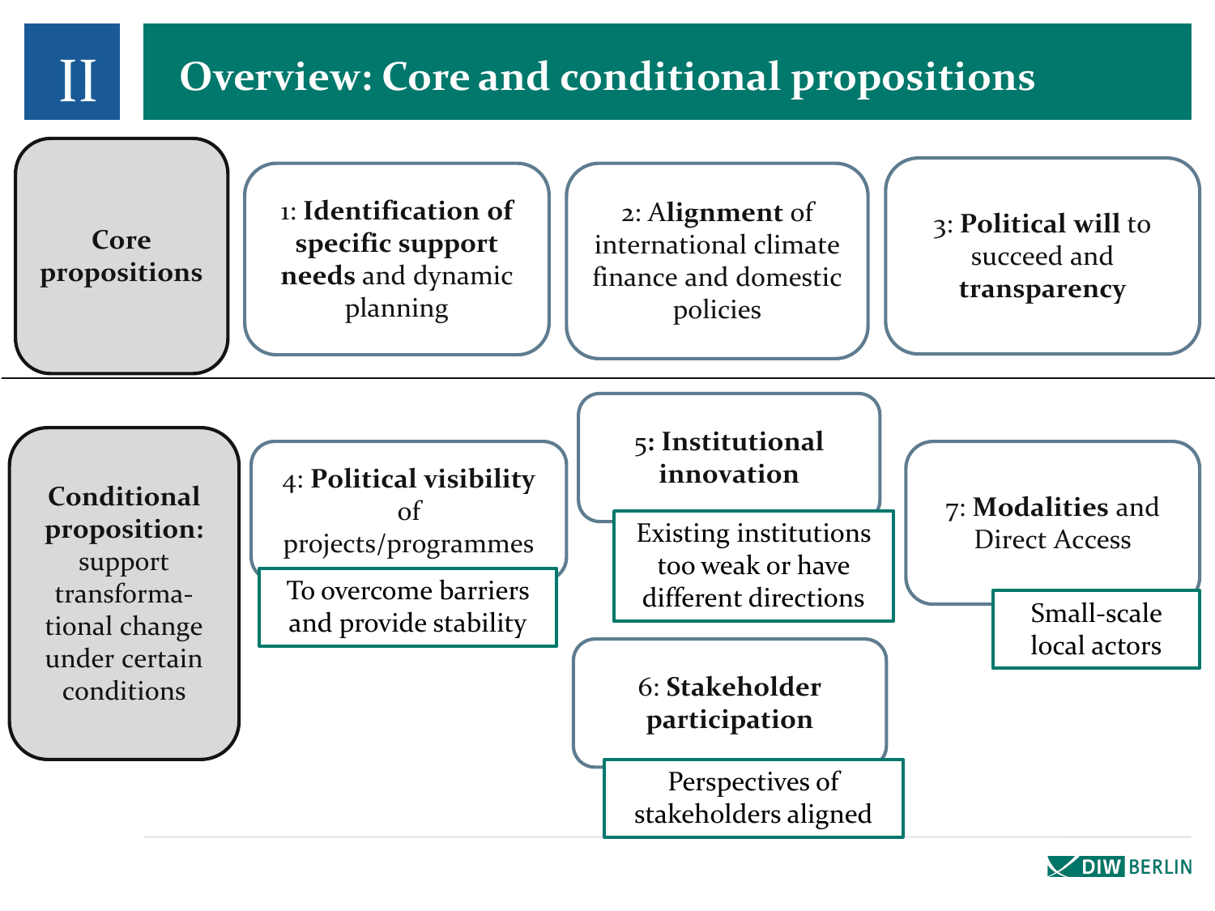# II Overview: Core and conditional propositions

**Core propositions**

- 1: **Identification of specific support needs** and dynamic planning
- 2: **Alignment** of international climate finance and domestic policies
- 3: **Political will** to succeed and **transparency**

**Conditional proposition:** support transformational change under certain conditions

- 4: **Political visibility** of projects/programmes
  - To overcome barriers and provide stability
- 5: **Institutional innovation**
  - Existing institutions too weak or have different directions
- 6: **Stakeholder participation**
  - Perspectives of stakeholders aligned
- 7: **Modalities** and Direct Access
  - Small-scale local actors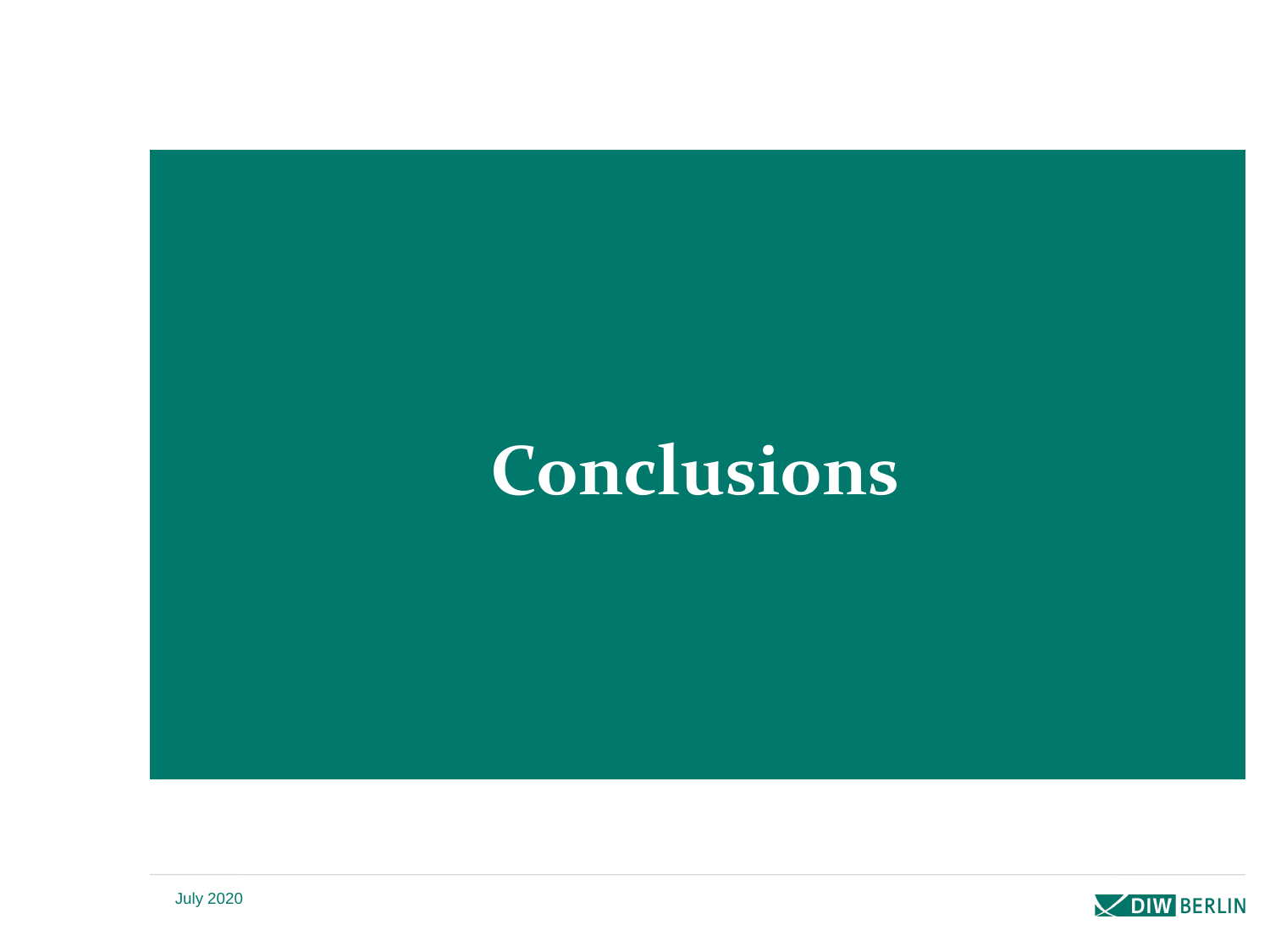# Conclusions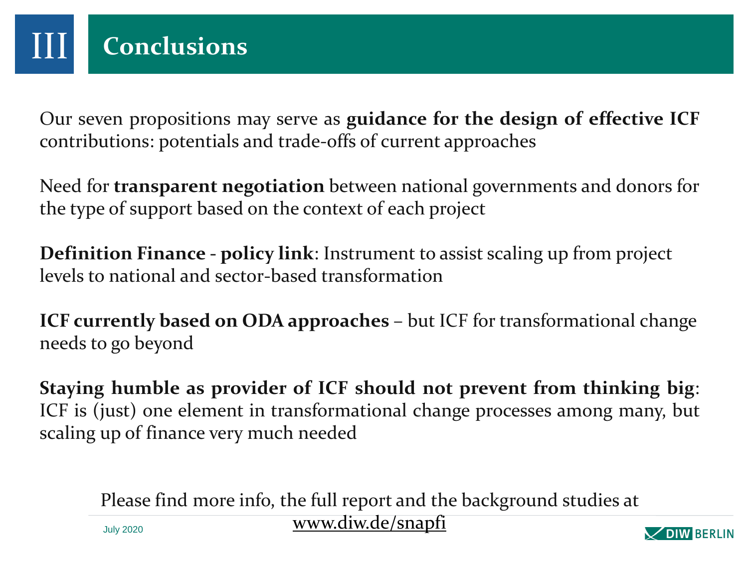# III Conclusions

Our seven propositions may serve as **guidance for the design of effective ICF** contributions: potentials and trade-offs of current approaches

Need for **transparent negotiation** between national governments and donors for the type of support based on the context of each project

**Definition Finance - policy link**: Instrument to assist scaling up from project levels to national and sector-based transformation

**ICF currently based on ODA approaches** – but ICF for transformational change needs to go beyond

**Staying humble as provider of ICF should not prevent from thinking big**: ICF is (just) one element in transformational change processes among many, but scaling up of finance very much needed

Please find more info, the full report and the background studies at www.diw.de/snapfi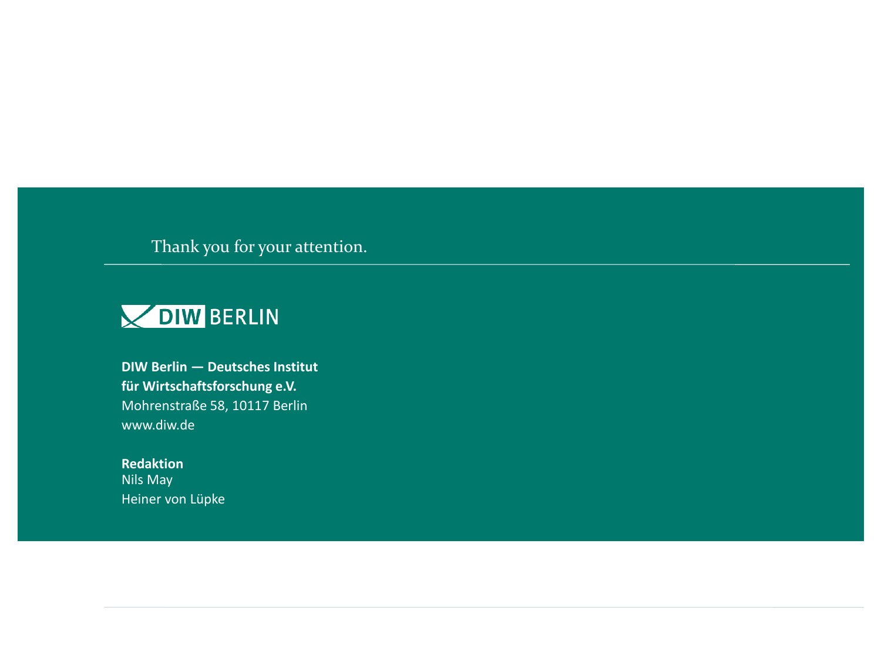Thank you for your attention.

DIW BERLIN

**DIW Berlin — Deutsches Institut für Wirtschaftsforschung e.V.**
Mohrenstraße 58, 10117 Berlin
www.diw.de

**Redaktion**
Nils May
Heiner von Lüpke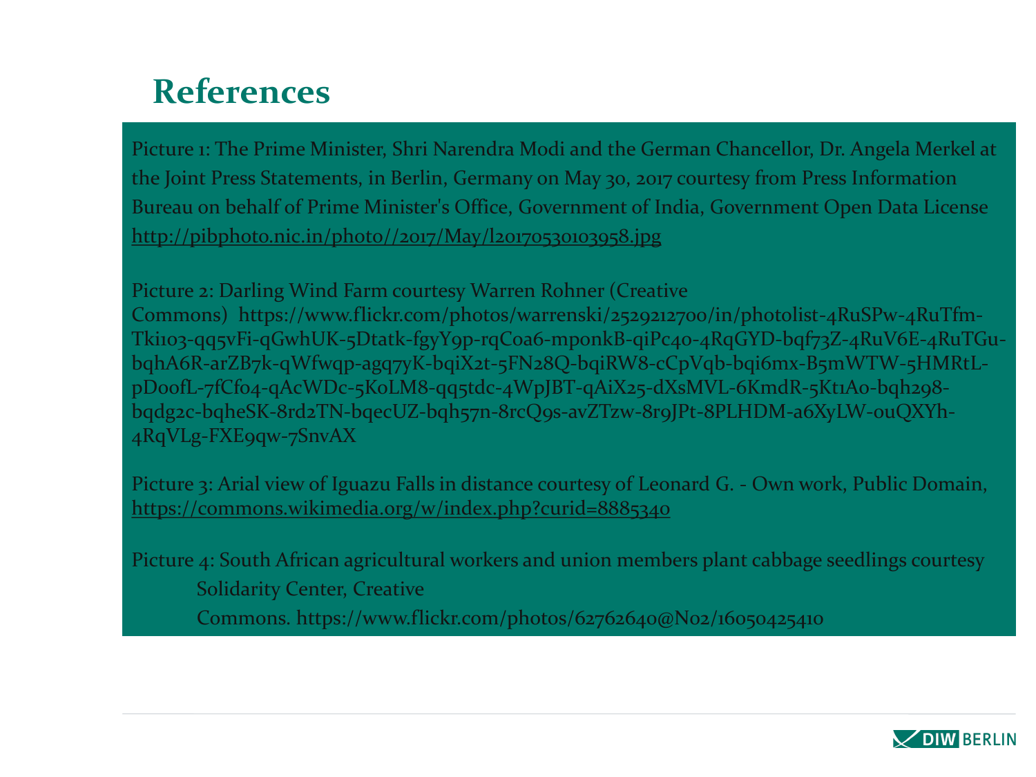# References

Picture 1: The Prime Minister, Shri Narendra Modi and the German Chancellor, Dr. Angela Merkel at the Joint Press Statements, in Berlin, Germany on May 30, 2017 courtesy from Press Information Bureau on behalf of Prime Minister's Office, Government of India, Government Open Data License http://pibphoto.nic.in/photo//2017/May/l20170530103958.jpg

Picture 2: Darling Wind Farm courtesy Warren Rohner (Creative Commons) https://www.flickr.com/photos/warrenski/2529212700/in/photolist-4RuSPw-4RuTfm-Tki103-qq5vFi-qGwhUK-5Dtatk-fgyY9p-rqCoa6-mponkB-qiPc40-4RqGYD-bqf73Z-4RuV6E-4RuTGu-bqhA6R-arZB7k-qWfwqp-agq7yK-bqiX2t-5FN28Q-bqiRW8-cCpVqb-bqi6mx-B5mWTW-5HMRtL-pDoofL-7fCf04-qAcWDc-5KoLM8-qq5tdc-4WpJBT-qAiX25-dXsMVL-6KmdR-5Kt1A0-bqh298-bqdg2c-bqheSK-8rd2TN-bqecUZ-bqh57n-8rcQ9s-avZTzw-8r9JPt-8PLHDM-a6XyLW-ouQXYh-4RqVLg-FXE9qw-7SnvAX

Picture 3: Arial view of Iguazu Falls in distance courtesy of Leonard G. - Own work, Public Domain, https://commons.wikimedia.org/w/index.php?curid=8885340

Picture 4: South African agricultural workers and union members plant cabbage seedlings courtesy Solidarity Center, Creative Commons. https://www.flickr.com/photos/62762640@N02/16050425410